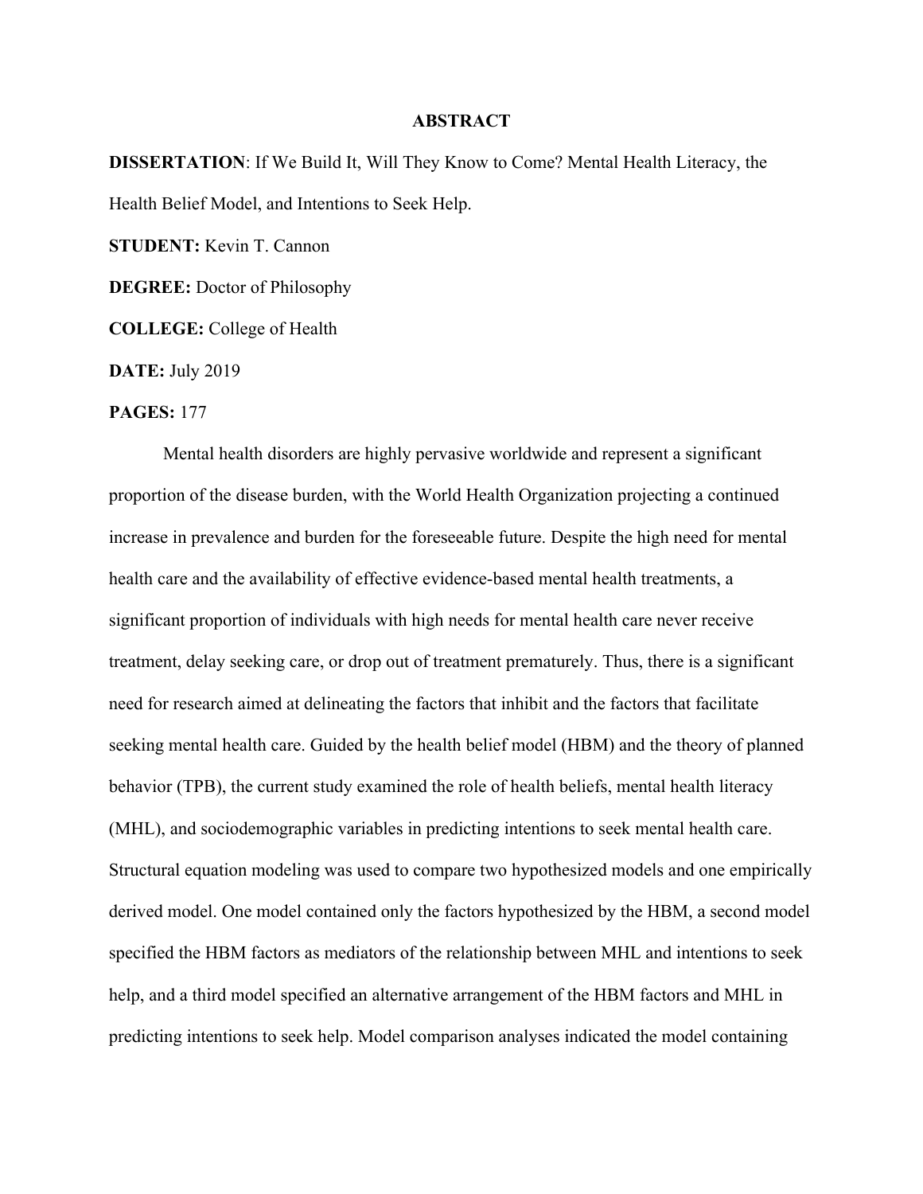## ABSTRACT

**DISSERTATION**: If We Build It, Will They Know to Come? Mental Health Literacy, the Health Belief Model, and Intentions to Seek Help.

**STUDENT:** Kevin T. Cannon

**DEGREE:** Doctor of Philosophy

**COLLEGE:** College of Health

**DATE:** July 2019

**PAGES:** 177

Mental health disorders are highly pervasive worldwide and represent a significant proportion of the disease burden, with the World Health Organization projecting a continued increase in prevalence and burden for the foreseeable future. Despite the high need for mental health care and the availability of effective evidence-based mental health treatments, a significant proportion of individuals with high needs for mental health care never receive treatment, delay seeking care, or drop out of treatment prematurely. Thus, there is a significant need for research aimed at delineating the factors that inhibit and the factors that facilitate seeking mental health care. Guided by the health belief model (HBM) and the theory of planned behavior (TPB), the current study examined the role of health beliefs, mental health literacy (MHL), and sociodemographic variables in predicting intentions to seek mental health care. Structural equation modeling was used to compare two hypothesized models and one empirically derived model. One model contained only the factors hypothesized by the HBM, a second model specified the HBM factors as mediators of the relationship between MHL and intentions to seek help, and a third model specified an alternative arrangement of the HBM factors and MHL in predicting intentions to seek help. Model comparison analyses indicated the model containing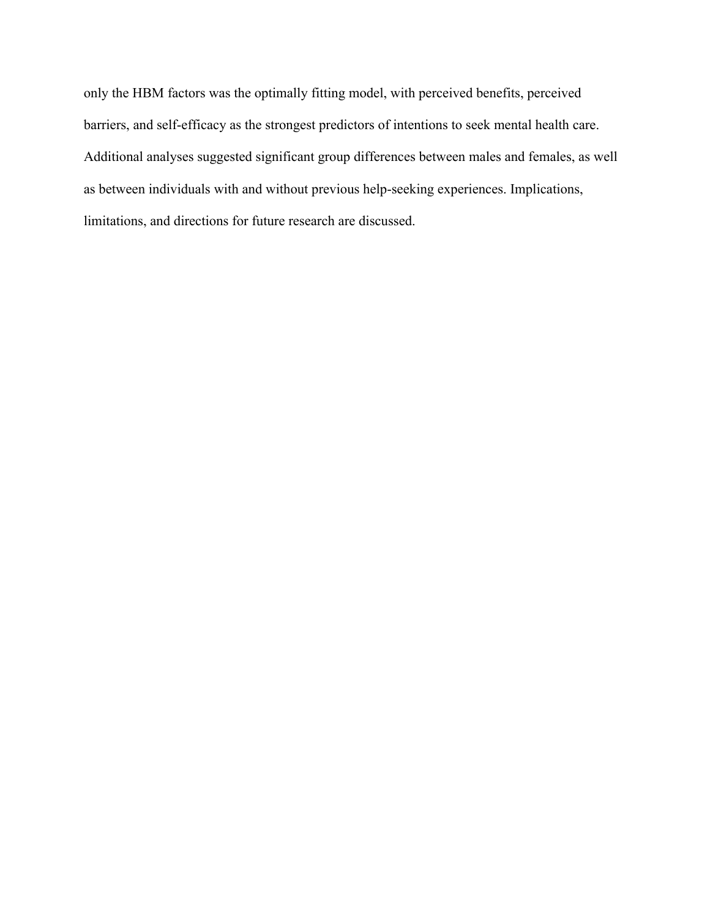only the HBM factors was the optimally fitting model, with perceived benefits, perceived barriers, and self-efficacy as the strongest predictors of intentions to seek mental health care. Additional analyses suggested significant group differences between males and females, as well as between individuals with and without previous help-seeking experiences. Implications, limitations, and directions for future research are discussed.